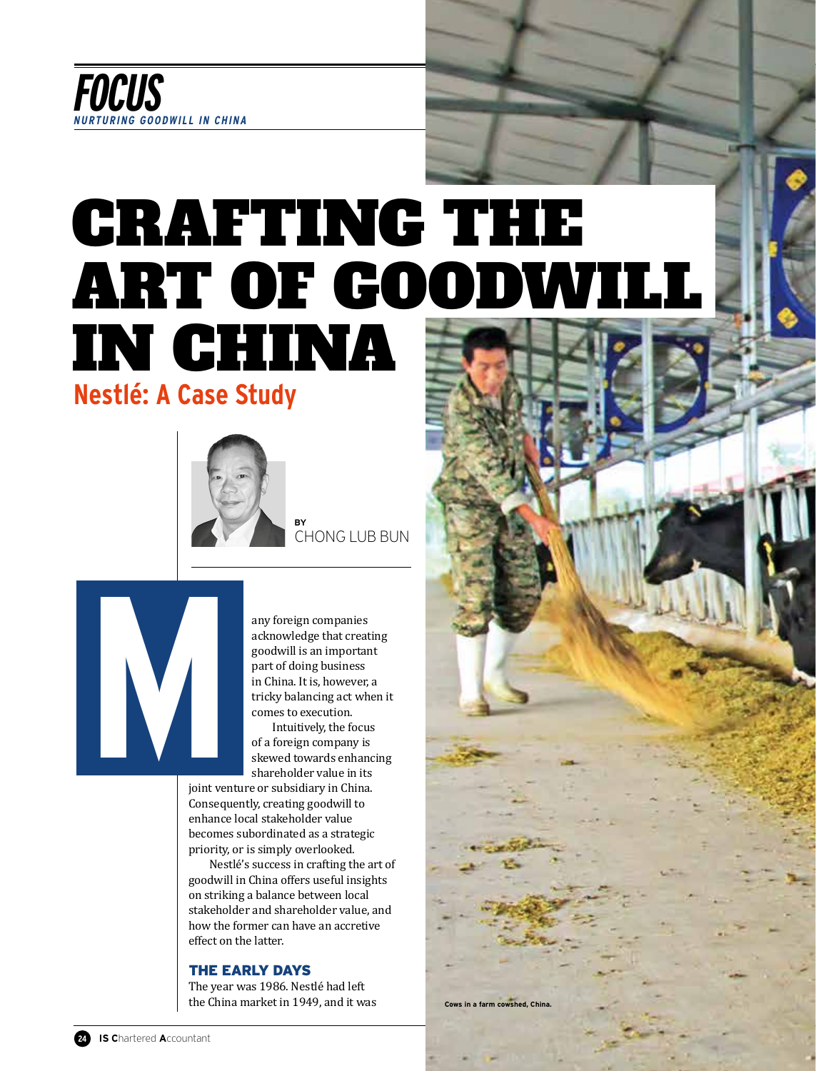FOCUS
*NURTURING GOODWILL IN CHINA*

# CRAFTING THE ART OF GOODWILL IN CHINA

## Nestlé: A Case Study

BY
CHONG LUB BUN

Many foreign companies acknowledge that creating goodwill is an important part of doing business in China. It is, however, a tricky balancing act when it comes to execution.

Intuitively, the focus of a foreign company is skewed towards enhancing shareholder value in its joint venture or subsidiary in China. Consequently, creating goodwill to enhance local stakeholder value becomes subordinated as a strategic priority, or is simply overlooked.

Nestlé's success in crafting the art of goodwill in China offers useful insights on striking a balance between local stakeholder and shareholder value, and how the former can have an accretive effect on the latter.

### THE EARLY DAYS

The year was 1986. Nestlé had left the China market in 1949, and it was

Cows in a farm cowshed, China.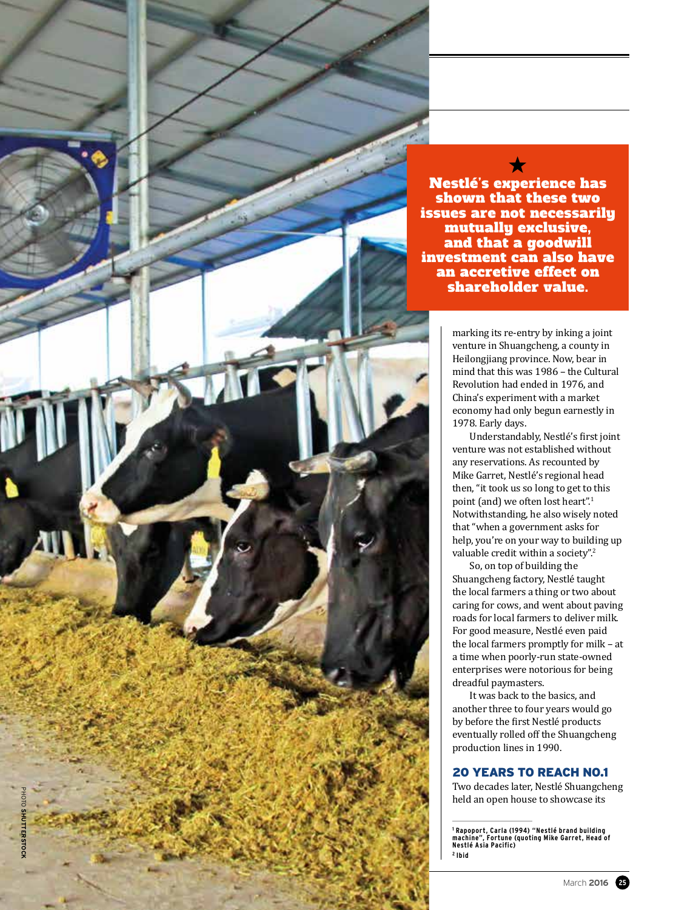**Nestlé's experience has shown that these two issues are not necessarily mutually exclusive, and that a goodwill investment can also have an accretive effect on shareholder value.**

marking its re-entry by inking a joint venture in Shuangcheng, a county in Heilongjiang province. Now, bear in mind that this was 1986 – the Cultural Revolution had ended in 1976, and China's experiment with a market economy had only begun earnestly in 1978. Early days.

Understandably, Nestlé's first joint venture was not established without any reservations. As recounted by Mike Garret, Nestlé's regional head then, "it took us so long to get to this point (and) we often lost heart".[1] Notwithstanding, he also wisely noted that "when a government asks for help, you're on your way to building up valuable credit within a society".[2]

So, on top of building the Shuangcheng factory, Nestlé taught the local farmers a thing or two about caring for cows, and went about paving roads for local farmers to deliver milk. For good measure, Nestlé even paid the local farmers promptly for milk – at a time when poorly-run state-owned enterprises were notorious for being dreadful paymasters.

It was back to the basics, and another three to four years would go by before the first Nestlé products eventually rolled off the Shuangcheng production lines in 1990.

## 20 YEARS TO REACH NO.1

Two decades later, Nestlé Shuangcheng held an open house to showcase its

[1] Rapoport, Carla (1994) "Nestlé brand building machine", Fortune (quoting Mike Garret, Head of Nestlé Asia Pacific)

[2] Ibid

PHOTO SHUTTERSTOCK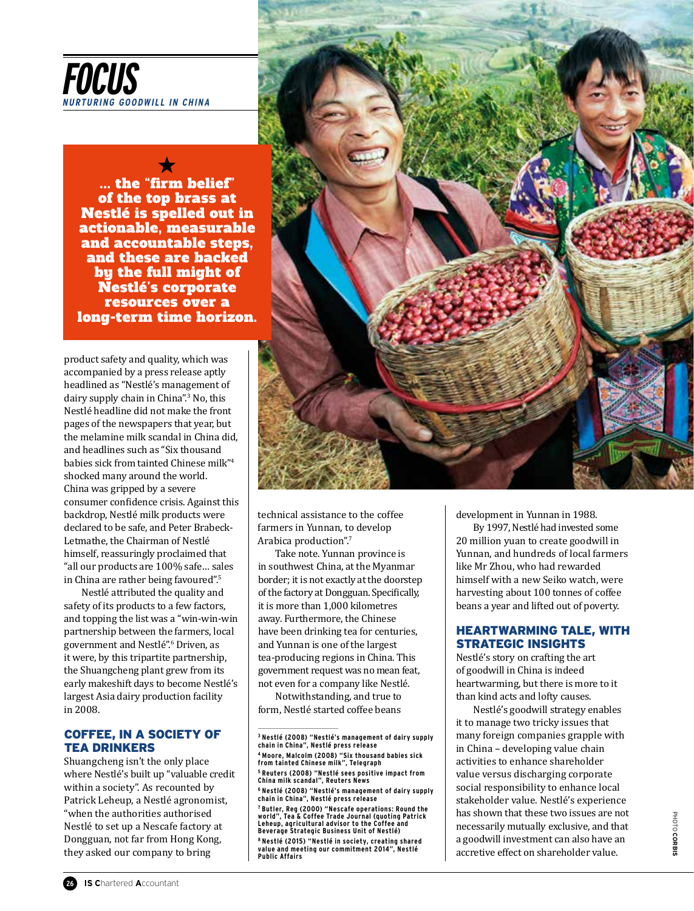# FOCUS

*NURTURING GOODWILL IN CHINA*

> ★
> **... the "firm belief" of the top brass at Nestlé is spelled out in actionable, measurable and accountable steps, and these are backed by the full might of Nestlé's corporate resources over a long-term time horizon.**

product safety and quality, which was accompanied by a press release aptly headlined as "Nestlé's management of dairy supply chain in China".[3] No, this Nestlé headline did not make the front pages of the newspapers that year, but the melamine milk scandal in China did, and headlines such as "Six thousand babies sick from tainted Chinese milk"[4] shocked many around the world. China was gripped by a severe consumer confidence crisis. Against this backdrop, Nestlé milk products were declared to be safe, and Peter Brabeck-Letmathe, the Chairman of Nestlé himself, reassuringly proclaimed that "all our products are 100% safe… sales in China are rather being favoured".[5]

Nestlé attributed the quality and safety of its products to a few factors, and topping the list was a "win-win-win partnership between the farmers, local government and Nestlé".[6] Driven, as it were, by this tripartite partnership, the Shuangcheng plant grew from its early makeshift days to become Nestlé's largest Asia dairy production facility in 2008.

## COFFEE, IN A SOCIETY OF TEA DRINKERS

Shuangcheng isn't the only place where Nestlé's built up "valuable credit within a society". As recounted by Patrick Leheup, a Nestlé agronomist, "when the authorities authorised Nestlé to set up a Nescafe factory at Dongguan, not far from Hong Kong, they asked our company to bring technical assistance to the coffee farmers in Yunnan, to develop Arabica production".[7]

Take note. Yunnan province is in southwest China, at the Myanmar border; it is not exactly at the doorstep of the factory at Dongguan. Specifically, it is more than 1,000 kilometres away. Furthermore, the Chinese have been drinking tea for centuries, and Yunnan is one of the largest tea-producing regions in China. This government request was no mean feat, not even for a company like Nestlé.

Notwithstanding, and true to form, Nestlé started coffee beans development in Yunnan in 1988.

By 1997, Nestlé had invested some 20 million yuan to create goodwill in Yunnan, and hundreds of local farmers like Mr Zhou, who had rewarded himself with a new Seiko watch, were harvesting about 100 tonnes of coffee beans a year and lifted out of poverty.

## HEARTWARMING TALE, WITH STRATEGIC INSIGHTS

Nestlé's story on crafting the art of goodwill in China is indeed heartwarming, but there is more to it than kind acts and lofty causes.

Nestlé's goodwill strategy enables it to manage two tricky issues that many foreign companies grapple with in China – developing value chain activities to enhance shareholder value versus discharging corporate social responsibility to enhance local stakeholder value. Nestlé's experience has shown that these two issues are not necessarily mutually exclusive, and that a goodwill investment can also have an accretive effect on shareholder value.

---

[3] Nestlé (2008) "Nestlé's management of dairy supply chain in China", Nestlé press release

[4] Moore, Malcolm (2008) "Six thousand babies sick from tainted Chinese milk", Telegraph

[5] Reuters (2008) "Nestlé sees positive impact from China milk scandal", Reuters News

[6] Nestlé (2008) "Nestlé's management of dairy supply chain in China", Nestlé press release

[7] Butler, Reg (2000) "Nescafe operations: Round the world", Tea & Coffee Trade Journal (quoting Patrick Leheup, agricultural advisor to the Coffee and Beverage Strategic Business Unit of Nestlé)

[8] Nestlé (2015) "Nestlé in society, creating shared value and meeting our commitment 2014", Nestlé Public Affairs

PHOTO CORBIS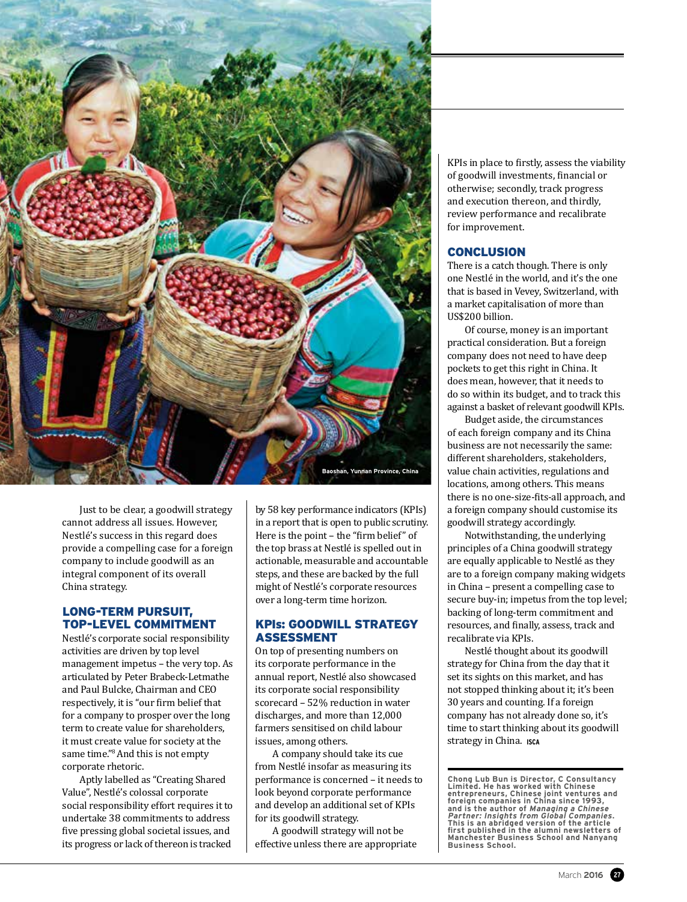Baoshan, Yunnan Province, China

Just to be clear, a goodwill strategy cannot address all issues. However, Nestlé's success in this regard does provide a compelling case for a foreign company to include goodwill as an integral component of its overall China strategy.

## LONG-TERM PURSUIT, TOP-LEVEL COMMITMENT

Nestlé's corporate social responsibility activities are driven by top level management impetus – the very top. As articulated by Peter Brabeck-Letmathe and Paul Bulcke, Chairman and CEO respectively, it is "our firm belief that for a company to prosper over the long term to create value for shareholders, it must create value for society at the same time."[8] And this is not empty corporate rhetoric.

Aptly labelled as "Creating Shared Value", Nestlé's colossal corporate social responsibility effort requires it to undertake 38 commitments to address five pressing global societal issues, and its progress or lack of thereon is tracked by 58 key performance indicators (KPIs) in a report that is open to public scrutiny. Here is the point – the "firm belief" of the top brass at Nestlé is spelled out in actionable, measurable and accountable steps, and these are backed by the full might of Nestlé's corporate resources over a long-term time horizon.

## KPIs: GOODWILL STRATEGY ASSESSMENT

On top of presenting numbers on its corporate performance in the annual report, Nestlé also showcased its corporate social responsibility scorecard – 52% reduction in water discharges, and more than 12,000 farmers sensitised on child labour issues, among others.

A company should take its cue from Nestlé insofar as measuring its performance is concerned – it needs to look beyond corporate performance and develop an additional set of KPIs for its goodwill strategy.

A goodwill strategy will not be effective unless there are appropriate KPIs in place to firstly, assess the viability of goodwill investments, financial or otherwise; secondly, track progress and execution thereon, and thirdly, review performance and recalibrate for improvement.

## CONCLUSION

There is a catch though. There is only one Nestlé in the world, and it's the one that is based in Vevey, Switzerland, with a market capitalisation of more than US$200 billion.

Of course, money is an important practical consideration. But a foreign company does not need to have deep pockets to get this right in China. It does mean, however, that it needs to do so within its budget, and to track this against a basket of relevant goodwill KPIs.

Budget aside, the circumstances of each foreign company and its China business are not necessarily the same: different shareholders, stakeholders, value chain activities, regulations and locations, among others. This means there is no one-size-fits-all approach, and a foreign company should customise its goodwill strategy accordingly.

Notwithstanding, the underlying principles of a China goodwill strategy are equally applicable to Nestlé as they are to a foreign company making widgets in China – present a compelling case to secure buy-in; impetus from the top level; backing of long-term commitment and resources, and finally, assess, track and recalibrate via KPIs.

Nestlé thought about its goodwill strategy for China from the day that it set its sights on this market, and has not stopped thinking about it; it's been 30 years and counting. If a foreign company has not already done so, it's time to start thinking about its goodwill strategy in China. ISCA

**Chong Lub Bun is Director, C Consultancy Limited. He has worked with Chinese entrepreneurs, Chinese joint ventures and foreign companies in China since 1993, and is the author of *Managing a Chinese Partner: Insights from Global Companies*. This is an abridged version of the article first published in the alumni newsletters of Manchester Business School and Nanyang Business School.**